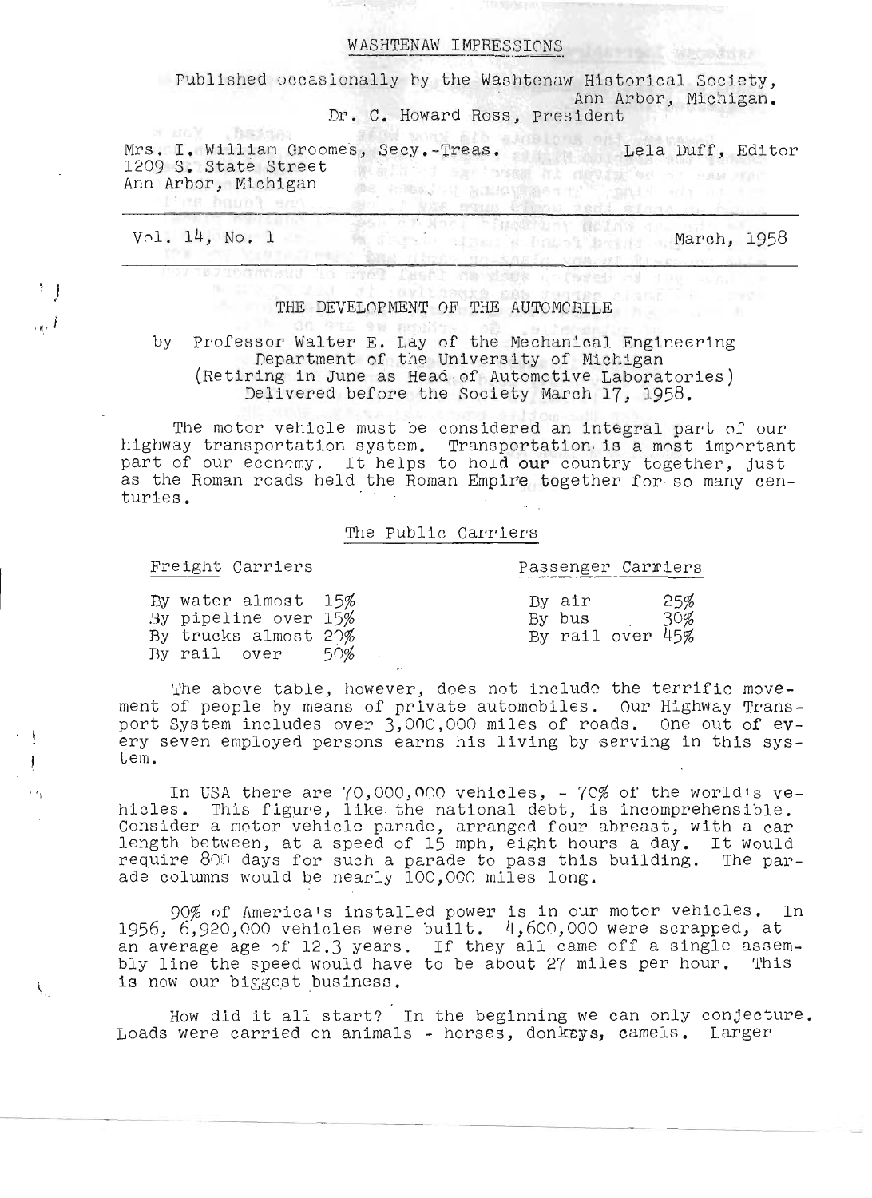# WASHTENAW IMPRESSIONS

Published occasionally by the Washtenaw Historical Society, Ann Arbor, Michigan.

Dr. C. Howard Ross, President

Mrs. I. William Groomes, Secy.-Treas.
1209 S. State Street
Ann Arbor, Michigan

Lela Duff, Editor

Vol. 14, No. 1 — March, 1958

---

## THE DEVELOPMENT OF THE AUTOMOBILE

by Professor Walter E. Lay of the Mechanical Engineering Department of the University of Michigan
(Retiring in June as Head of Automotive Laboratories)
Delivered before the Society March 17, 1958.

The motor vehicle must be considered an integral part of our highway transportation system. Transportation is a most important part of our economy. It helps to hold our country together, just as the Roman roads held the Roman Empire together for so many centuries.

### The Public Carriers

| Freight Carriers | | Passenger Carriers | |
|---|---|---|---|
| By water almost | 15% | By air | 25% |
| By pipeline over | 15% | By bus | 30% |
| By trucks almost | 20% | By rail over | 45% |
| By rail over | 50% | | |

The above table, however, does not include the terrific movement of people by means of private automobiles. Our Highway Transport System includes over 3,000,000 miles of roads. One out of every seven employed persons earns his living by serving in this system.

In USA there are 70,000,000 vehicles, - 70% of the world's vehicles. This figure, like the national debt, is incomprehensible. Consider a motor vehicle parade, arranged four abreast, with a car length between, at a speed of 15 mph, eight hours a day. It would require 800 days for such a parade to pass this building. The parade columns would be nearly 100,000 miles long.

90% of America's installed power is in our motor vehicles. In 1956, 6,920,000 vehicles were built. 4,600,000 were scrapped, at an average age of 12.3 years. If they all came off a single assembly line the speed would have to be about 27 miles per hour. This is now our biggest business.

How did it all start? In the beginning we can only conjecture. Loads were carried on animals - horses, donkeys, camels. Larger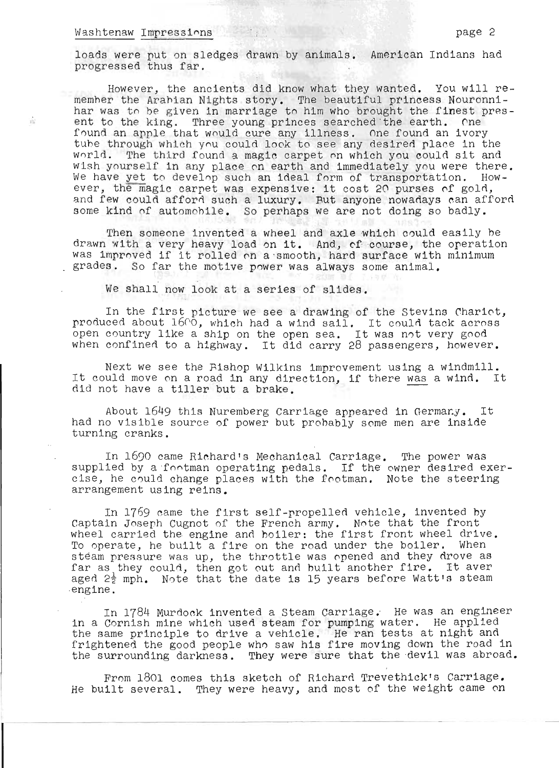loads were put on sledges drawn by animals. American Indians had progressed thus far.

However, the ancients did know what they wanted. You will remember the Arabian Nights story. The beautiful princess Nouronnihar was to be given in marriage to him who brought the finest present to the king. Three young princes searched the earth. One found an apple that would cure any illness. One found an ivory tube through which you could look to see any desired place in the world. The third found a magic carpet on which you could sit and wish yourself in any place on earth and immediately you were there. We have yet to develop such an ideal form of transportation. However, the magic carpet was expensive: it cost 20 purses of gold, and few could afford such a luxury. But anyone nowadays can afford some kind of automobile. So perhaps we are not doing so badly.

Then someone invented a wheel and axle which could easily be drawn with a very heavy load on it. And, of course, the operation was improved if it rolled on a smooth, hard surface with minimum grades. So far the motive power was always some animal.

We shall now look at a series of slides.

In the first picture we see a drawing of the Stevins Chariot, produced about 1600, which had a wind sail. It could tack across open country like a ship on the open sea. It was not very good when confined to a highway. It did carry 28 passengers, however.

Next we see the Bishop Wilkins improvement using a windmill. It could move on a road in any direction, if there was a wind. It did not have a tiller but a brake.

About 1649 this Nuremberg Carriage appeared in Germany. It had no visible source of power but probably some men are inside turning cranks.

In 1690 came Richard's Mechanical Carriage. The power was supplied by a footman operating pedals. If the owner desired exercise, he could change places with the footman. Note the steering arrangement using reins.

In 1769 came the first self-propelled vehicle, invented by Captain Joseph Cugnot of the French army. Note that the front wheel carried the engine and boiler: the first front wheel drive. To operate, he built a fire on the road under the boiler. When steam pressure was up, the throttle was opened and they drove as far as they could, then got out and built another fire. It averaged 2½ mph. Note that the date is 15 years before Watt's steam engine.

In 1784 Murdock invented a Steam Carriage. He was an engineer in a Cornish mine which used steam for pumping water. He applied the same principle to drive a vehicle. He ran tests at night and frightened the good people who saw his fire moving down the road in the surrounding darkness. They were sure that the devil was abroad.

From 1801 comes this sketch of Richard Trevethick's Carriage. He built several. They were heavy, and most of the weight came on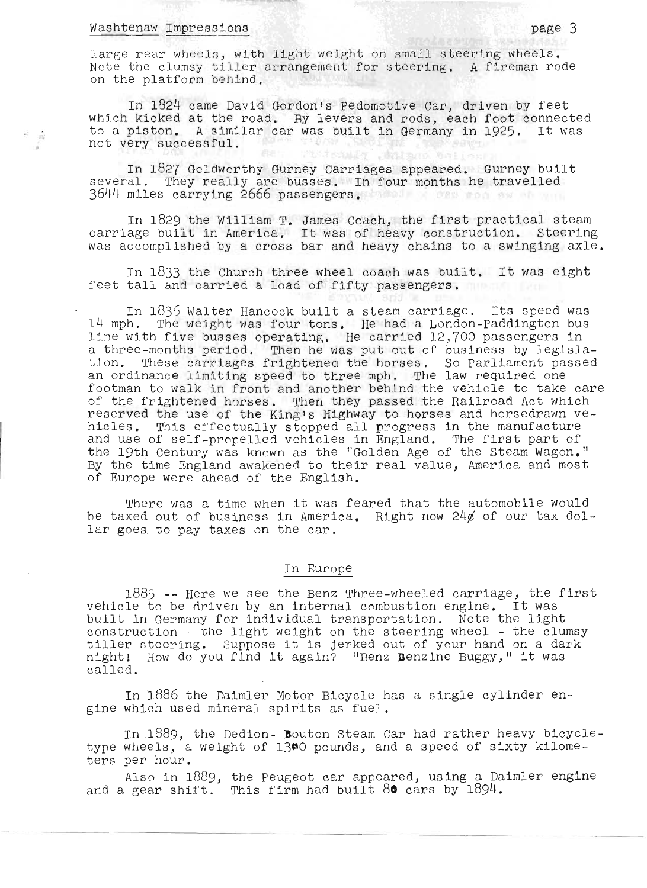large rear wheels, with light weight on small steering wheels. Note the clumsy tiller arrangement for steering. A fireman rode on the platform behind.

In 1824 came David Gordon's Pedomotive Car, driven by feet which kicked at the road. By levers and rods, each foot connected to a piston. A similar car was built in Germany in 1925. It was not very successful.

In 1827 Goldworthy Gurney Carriages appeared. Gurney built several. They really are busses. In four months he travelled 3644 miles carrying 2666 passengers.

In 1829 the William T. James Coach, the first practical steam carriage built in America. It was of heavy construction. Steering was accomplished by a cross bar and heavy chains to a swinging axle.

In 1833 the Church three wheel coach was built. It was eight feet tall and carried a load of fifty passengers.

In 1836 Walter Hancock built a steam carriage. Its speed was 14 mph. The weight was four tons. He had a London-Paddington bus line with five busses operating. He carried 12,700 passengers in a three-months period. Then he was put out of business by legislation. These carriages frightened the horses. So Parliament passed an ordinance limiting speed to three mph. The law required one footman to walk in front and another behind the vehicle to take care of the frightened horses. Then they passed the Railroad Act which reserved the use of the King's Highway to horses and horsedrawn vehicles. This effectually stopped all progress in the manufacture and use of self-propelled vehicles in England. The first part of the 19th Century was known as the "Golden Age of the Steam Wagon." By the time England awakened to their real value, America and most of Europe were ahead of the English.

There was a time when it was feared that the automobile would be taxed out of business in America. Right now 24¢ of our tax dollar goes to pay taxes on the car.

## In Europe

1885 -- Here we see the Benz Three-wheeled carriage, the first vehicle to be driven by an internal combustion engine. It was built in Germany for individual transportation. Note the light construction - the light weight on the steering wheel - the clumsy tiller steering. Suppose it is jerked out of your hand on a dark night! How do you find it again? "Benz Benzine Buggy," it was called.

In 1886 the Daimler Motor Bicycle has a single cylinder engine which used mineral spirits as fuel.

In 1889, the Dedion- Bouton Steam Car had rather heavy bicycle-type wheels, a weight of 1300 pounds, and a speed of sixty kilometers per hour.

Also in 1889, the Peugeot car appeared, using a Daimler engine and a gear shift. This firm had built 80 cars by 1894.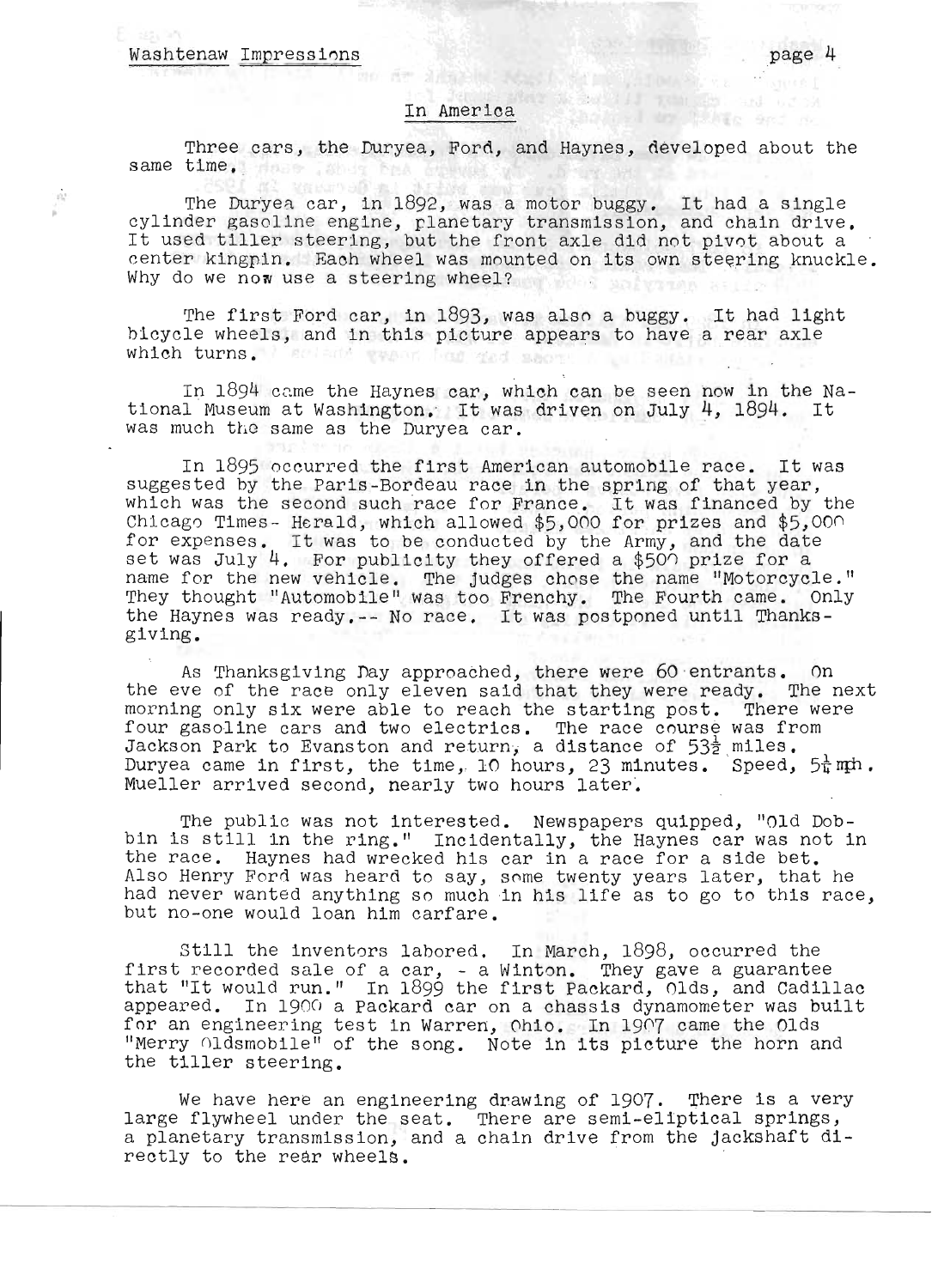## In America

Three cars, the Duryea, Ford, and Haynes, developed about the same time.

The Duryea car, in 1892, was a motor buggy. It had a single cylinder gasoline engine, planetary transmission, and chain drive. It used tiller steering, but the front axle did not pivot about a center kingpin. Each wheel was mounted on its own steering knuckle. Why do we now use a steering wheel?

The first Ford car, in 1893, was also a buggy. It had light bicycle wheels, and in this picture appears to have a rear axle which turns.

In 1894 came the Haynes car, which can be seen now in the National Museum at Washington. It was driven on July 4, 1894. It was much the same as the Duryea car.

In 1895 occurred the first American automobile race. It was suggested by the Paris-Bordeau race in the spring of that year, which was the second such race for France. It was financed by the Chicago Times-Herald, which allowed $5,000 for prizes and $5,000 for expenses. It was to be conducted by the Army, and the date set was July 4. For publicity they offered a $500 prize for a name for the new vehicle. The judges chose the name "Motorcycle." They thought "Automobile" was too Frenchy. The Fourth came. Only the Haynes was ready.-- No race. It was postponed until Thanksgiving.

As Thanksgiving Day approached, there were 60 entrants. On the eve of the race only eleven said that they were ready. The next morning only six were able to reach the starting post. There were four gasoline cars and two electrics. The race course was from Jackson Park to Evanston and return, a distance of $53\frac{1}{2}$ miles. Duryea came in first, the time, 10 hours, 23 minutes. Speed, $5\frac{1}{4}$ mph. Mueller arrived second, nearly two hours later.

The public was not interested. Newspapers quipped, "Old Dobbin is still in the ring." Incidentally, the Haynes car was not in the race. Haynes had wrecked his car in a race for a side bet. Also Henry Ford was heard to say, some twenty years later, that he had never wanted anything so much in his life as to go to this race, but no-one would loan him carfare.

Still the inventors labored. In March, 1898, occurred the first recorded sale of a car, - a Winton. They gave a guarantee that "It would run." In 1899 the first Packard, Olds, and Cadillac appeared. In 1900 a Packard car on a chassis dynamometer was built for an engineering test in Warren, Ohio. In 1907 came the Olds "Merry Oldsmobile" of the song. Note in its picture the horn and the tiller steering.

We have here an engineering drawing of 1907. There is a very large flywheel under the seat. There are semi-eliptical springs, a planetary transmission, and a chain drive from the jackshaft directly to the rear wheels.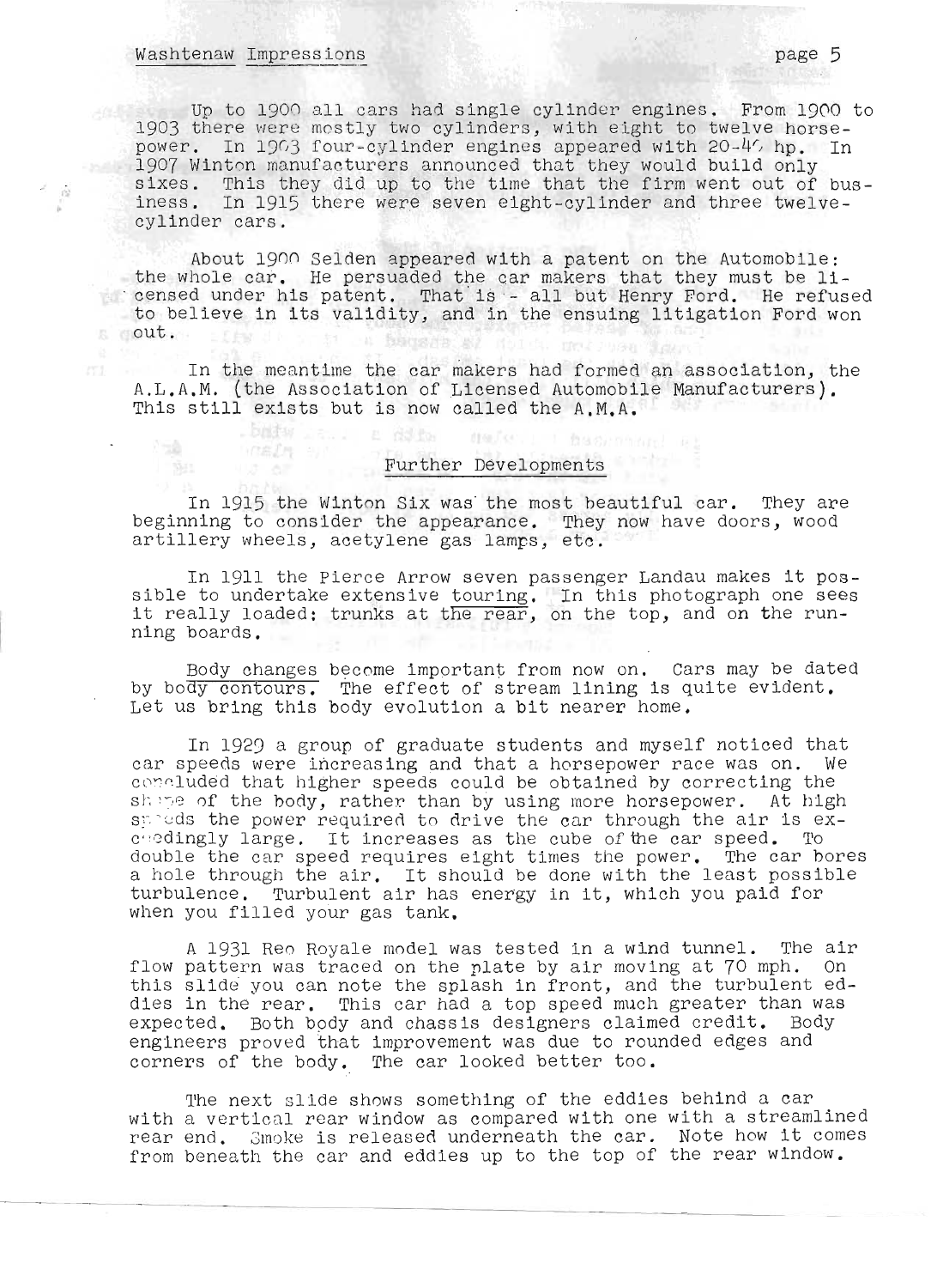Up to 1900 all cars had single cylinder engines. From 1900 to 1903 there were mostly two cylinders, with eight to twelve horsepower. In 1903 four-cylinder engines appeared with 20-40 hp. In 1907 Winton manufacturers announced that they would build only sixes. This they did up to the time that the firm went out of business. In 1915 there were seven eight-cylinder and three twelve-cylinder cars.

About 1900 Selden appeared with a patent on the Automobile: the whole car. He persuaded the car makers that they must be licensed under his patent. That is - all but Henry Ford. He refused to believe in its validity, and in the ensuing litigation Ford won out.

In the meantime the car makers had formed an association, the A.L.A.M. (the Association of Licensed Automobile Manufacturers). This still exists but is now called the A.M.A.

## Further Developments

In 1915 the Winton Six was the most beautiful car. They are beginning to consider the appearance. They now have doors, wood artillery wheels, acetylene gas lamps, etc.

In 1911 the Pierce Arrow seven passenger Landau makes it possible to undertake extensive touring. In this photograph one sees it really loaded: trunks at the rear, on the top, and on the running boards.

Body changes become important from now on. Cars may be dated by body contours. The effect of stream lining is quite evident. Let us bring this body evolution a bit nearer home.

In 1929 a group of graduate students and myself noticed that car speeds were increasing and that a horsepower race was on. We concluded that higher speeds could be obtained by correcting the shape of the body, rather than by using more horsepower. At high speeds the power required to drive the car through the air is exceedingly large. It increases as the cube of the car speed. To double the car speed requires eight times the power. The car bores a hole through the air. It should be done with the least possible turbulence. Turbulent air has energy in it, which you paid for when you filled your gas tank.

A 1931 Reo Royale model was tested in a wind tunnel. The air flow pattern was traced on the plate by air moving at 70 mph. On this slide you can note the splash in front, and the turbulent eddies in the rear. This car had a top speed much greater than was expected. Both body and chassis designers claimed credit. Body engineers proved that improvement was due to rounded edges and corners of the body. The car looked better too.

The next slide shows something of the eddies behind a car with a vertical rear window as compared with one with a streamlined rear end. Smoke is released underneath the car. Note how it comes from beneath the car and eddies up to the top of the rear window.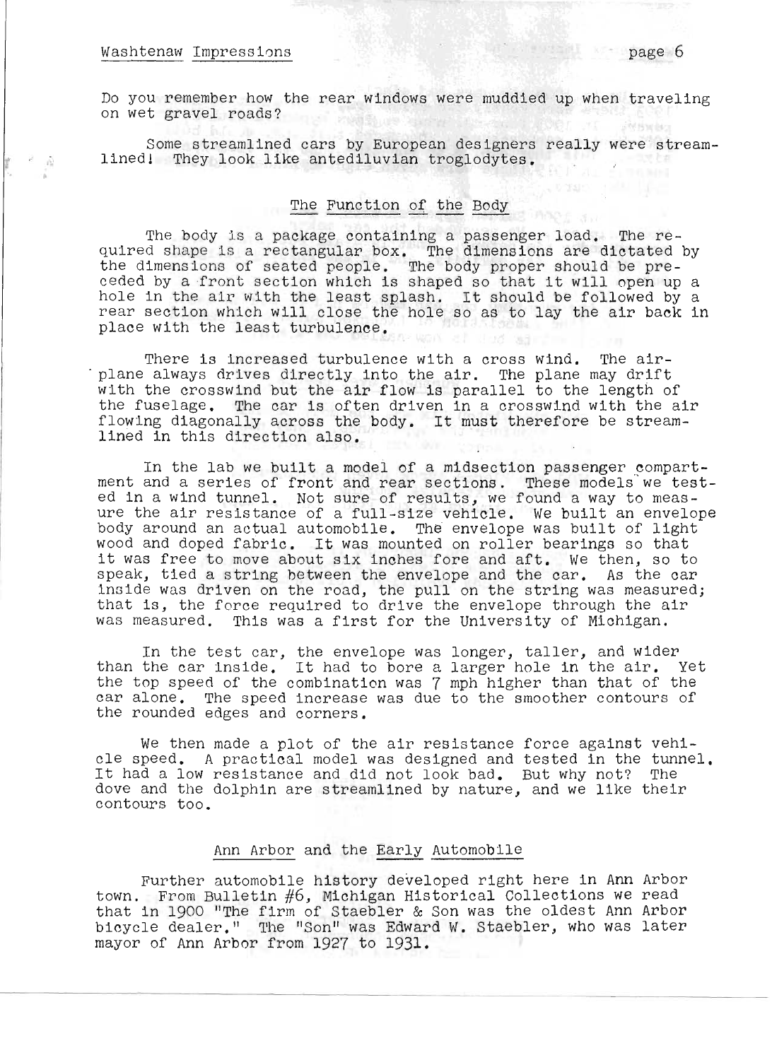Do you remember how the rear windows were muddied up when traveling on wet gravel roads?

Some streamlined cars by European designers really were streamlined! They look like antediluvian troglodytes.

## The Function of the Body

The body is a package containing a passenger load. The required shape is a rectangular box. The dimensions are dictated by the dimensions of seated people. The body proper should be preceded by a front section which is shaped so that it will open up a hole in the air with the least splash. It should be followed by a rear section which will close the hole so as to lay the air back in place with the least turbulence.

There is increased turbulence with a cross wind. The airplane always drives directly into the air. The plane may drift with the crosswind but the air flow is parallel to the length of the fuselage. The car is often driven in a crosswind with the air flowing diagonally across the body. It must therefore be streamlined in this direction also.

In the lab we built a model of a midsection passenger compartment and a series of front and rear sections. These models we tested in a wind tunnel. Not sure of results, we found a way to measure the air resistance of a full-size vehicle. We built an envelope body around an actual automobile. The envelope was built of light wood and doped fabric. It was mounted on roller bearings so that it was free to move about six inches fore and aft. We then, so to speak, tied a string between the envelope and the car. As the car inside was driven on the road, the pull on the string was measured; that is, the force required to drive the envelope through the air was measured. This was a first for the University of Michigan.

In the test car, the envelope was longer, taller, and wider than the car inside. It had to bore a larger hole in the air. Yet the top speed of the combination was 7 mph higher than that of the car alone. The speed increase was due to the smoother contours of the rounded edges and corners.

We then made a plot of the air resistance force against vehicle speed. A practical model was designed and tested in the tunnel. It had a low resistance and did not look bad. But why not? The dove and the dolphin are streamlined by nature, and we like their contours too.

## Ann Arbor and the Early Automobile

Further automobile history developed right here in Ann Arbor town. From Bulletin #6, Michigan Historical Collections we read that in 1900 "The firm of Staebler & Son was the oldest Ann Arbor bicycle dealer." The "Son" was Edward W. Staebler, who was later mayor of Ann Arbor from 1927 to 1931.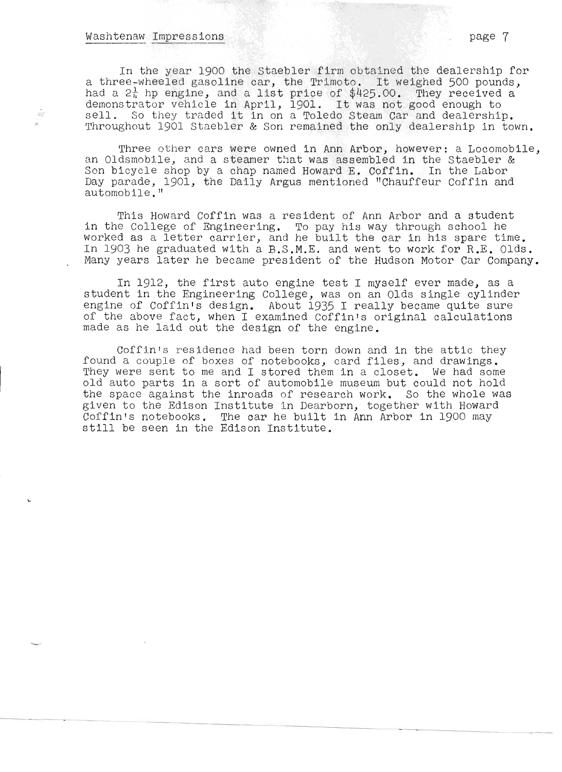In the year 1900 the Staebler firm obtained the dealership for a three-wheeled gasoline car, the Trimoto. It weighed 500 pounds, had a $2\frac{1}{4}$ hp engine, and a list price of $425.00. They received a demonstrator vehicle in April, 1901. It was not good enough to sell. So they traded it in on a Toledo Steam Car and dealership. Throughout 1901 Staebler & Son remained the only dealership in town.

Three other cars were owned in Ann Arbor, however: a Locomobile, an Oldsmobile, and a steamer that was assembled in the Staebler & Son bicycle shop by a chap named Howard E. Coffin. In the Labor Day parade, 1901, the Daily Argus mentioned "Chauffeur Coffin and automobile."

This Howard Coffin was a resident of Ann Arbor and a student in the College of Engineering. To pay his way through school he worked as a letter carrier, and he built the car in his spare time. In 1903 he graduated with a B.S.M.E. and went to work for R.E. Olds. Many years later he became president of the Hudson Motor Car Company.

In 1912, the first auto engine test I myself ever made, as a student in the Engineering College, was on an Olds single cylinder engine of Coffin's design. About 1935 I really became quite sure of the above fact, when I examined Coffin's original calculations made as he laid out the design of the engine.

Coffin's residence had been torn down and in the attic they found a couple of boxes of notebooks, card files, and drawings. They were sent to me and I stored them in a closet. We had some old auto parts in a sort of automobile museum but could not hold the space against the inroads of research work. So the whole was given to the Edison Institute in Dearborn, together with Howard Coffin's notebooks. The car he built in Ann Arbor in 1900 may still be seen in the Edison Institute.